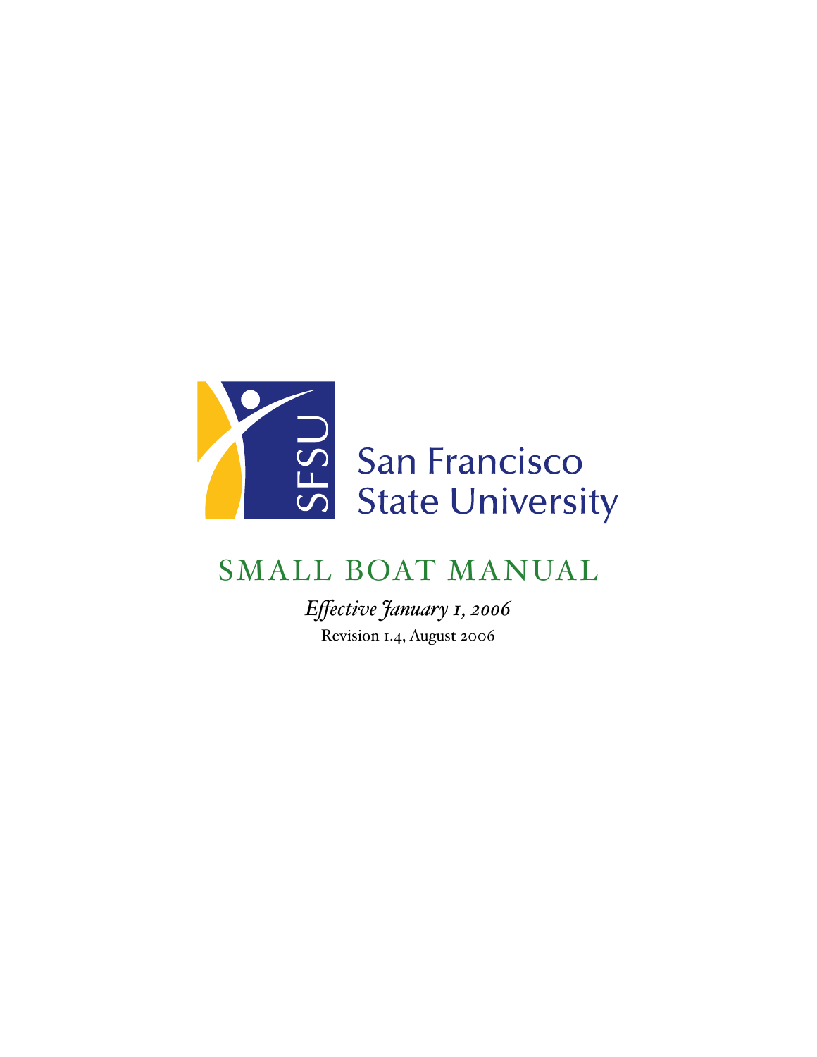San Francisco State University

# SMALL BOAT MANUAL

*Effective January 1, 2006*

Revision 1.4, August 2006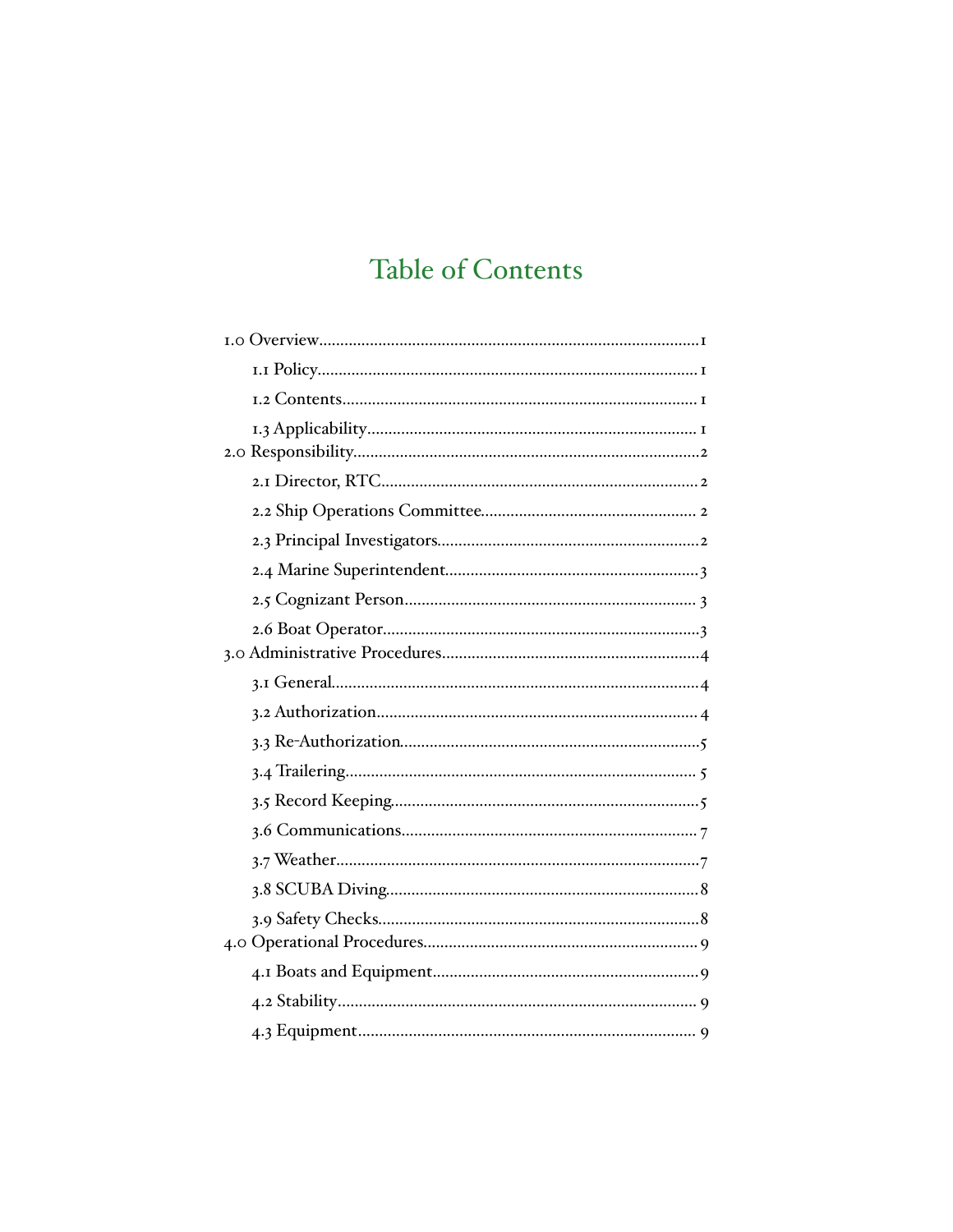# Table of Contents

1.0 Overview......1
- 1.1 Policy......1
- 1.2 Contents......1
- 1.3 Applicability......1

2.0 Responsibility......2
- 2.1 Director, RTC......2
- 2.2 Ship Operations Committee......2
- 2.3 Principal Investigators......2
- 2.4 Marine Superintendent......3
- 2.5 Cognizant Person......3
- 2.6 Boat Operator......3

3.0 Administrative Procedures......4
- 3.1 General......4
- 3.2 Authorization......4
- 3.3 Re-Authorization......5
- 3.4 Trailering......5
- 3.5 Record Keeping......5
- 3.6 Communications......7
- 3.7 Weather......7
- 3.8 SCUBA Diving......8
- 3.9 Safety Checks......8

4.0 Operational Procedures......9
- 4.1 Boats and Equipment......9
- 4.2 Stability......9
- 4.3 Equipment......9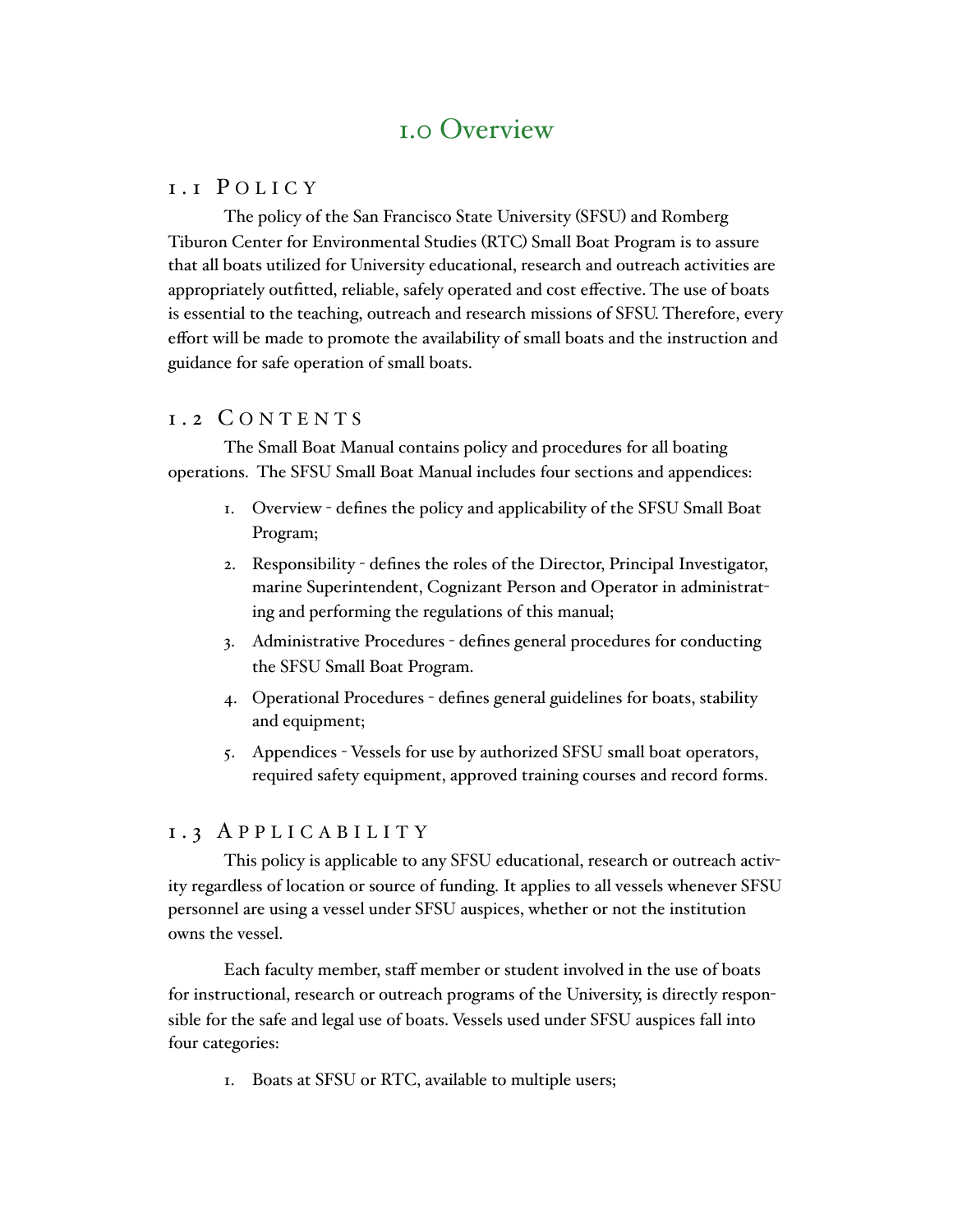# 1.0 Overview

## 1.1 Policy

The policy of the San Francisco State University (SFSU) and Romberg Tiburon Center for Environmental Studies (RTC) Small Boat Program is to assure that all boats utilized for University educational, research and outreach activities are appropriately outfitted, reliable, safely operated and cost effective. The use of boats is essential to the teaching, outreach and research missions of SFSU. Therefore, every effort will be made to promote the availability of small boats and the instruction and guidance for safe operation of small boats.

## 1.2 Contents

The Small Boat Manual contains policy and procedures for all boating operations. The SFSU Small Boat Manual includes four sections and appendices:

1. Overview - defines the policy and applicability of the SFSU Small Boat Program;
2. Responsibility - defines the roles of the Director, Principal Investigator, marine Superintendent, Cognizant Person and Operator in administrating and performing the regulations of this manual;
3. Administrative Procedures - defines general procedures for conducting the SFSU Small Boat Program.
4. Operational Procedures - defines general guidelines for boats, stability and equipment;
5. Appendices - Vessels for use by authorized SFSU small boat operators, required safety equipment, approved training courses and record forms.

## 1.3 Applicability

This policy is applicable to any SFSU educational, research or outreach activity regardless of location or source of funding. It applies to all vessels whenever SFSU personnel are using a vessel under SFSU auspices, whether or not the institution owns the vessel.

Each faculty member, staff member or student involved in the use of boats for instructional, research or outreach programs of the University, is directly responsible for the safe and legal use of boats. Vessels used under SFSU auspices fall into four categories:

1. Boats at SFSU or RTC, available to multiple users;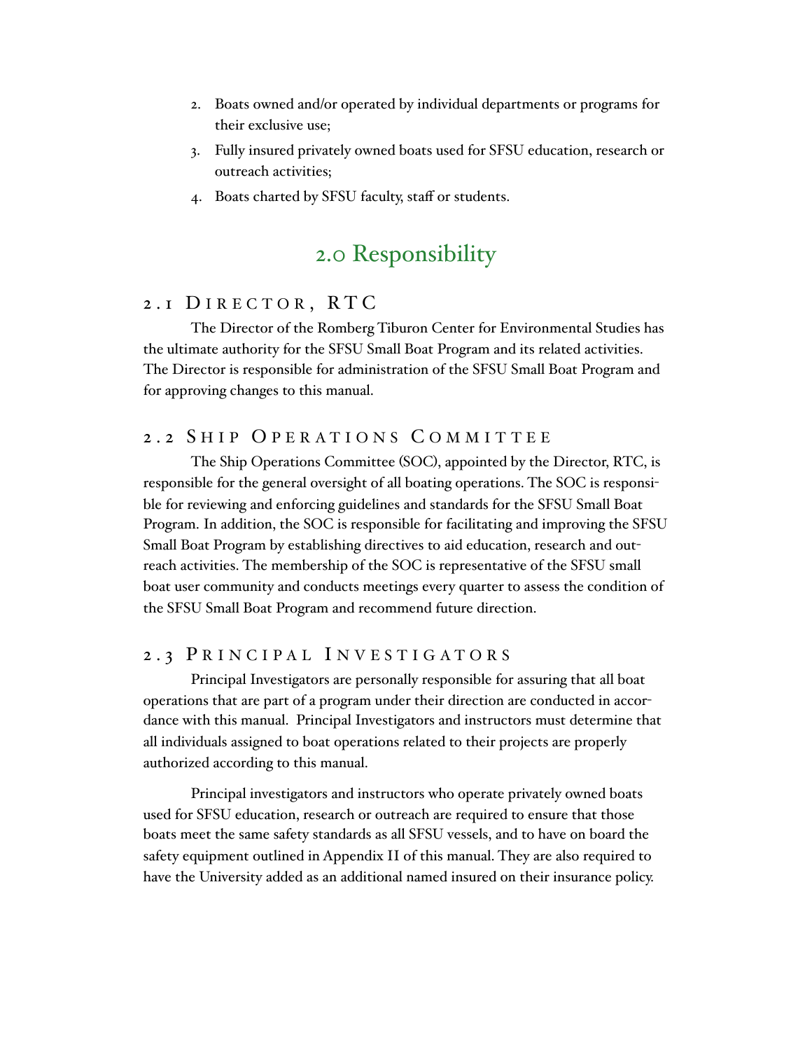2. Boats owned and/or operated by individual departments or programs for their exclusive use;
3. Fully insured privately owned boats used for SFSU education, research or outreach activities;
4. Boats charted by SFSU faculty, staff or students.

# 2.0 Responsibility

## 2.1 Director, RTC

The Director of the Romberg Tiburon Center for Environmental Studies has the ultimate authority for the SFSU Small Boat Program and its related activities. The Director is responsible for administration of the SFSU Small Boat Program and for approving changes to this manual.

## 2.2 Ship Operations Committee

The Ship Operations Committee (SOC), appointed by the Director, RTC, is responsible for the general oversight of all boating operations. The SOC is responsible for reviewing and enforcing guidelines and standards for the SFSU Small Boat Program. In addition, the SOC is responsible for facilitating and improving the SFSU Small Boat Program by establishing directives to aid education, research and outreach activities. The membership of the SOC is representative of the SFSU small boat user community and conducts meetings every quarter to assess the condition of the SFSU Small Boat Program and recommend future direction.

## 2.3 Principal Investigators

Principal Investigators are personally responsible for assuring that all boat operations that are part of a program under their direction are conducted in accordance with this manual. Principal Investigators and instructors must determine that all individuals assigned to boat operations related to their projects are properly authorized according to this manual.

Principal investigators and instructors who operate privately owned boats used for SFSU education, research or outreach are required to ensure that those boats meet the same safety standards as all SFSU vessels, and to have on board the safety equipment outlined in Appendix II of this manual. They are also required to have the University added as an additional named insured on their insurance policy.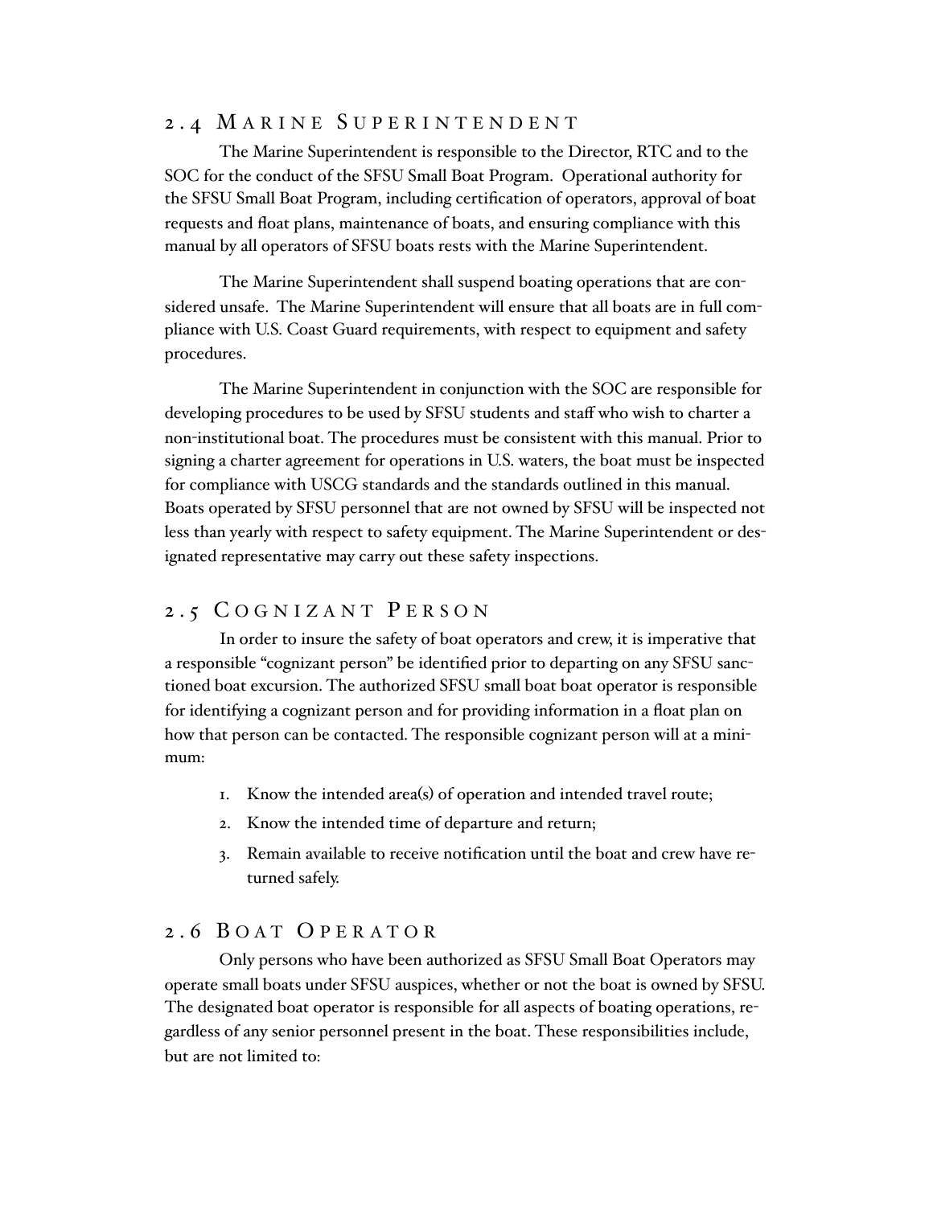## 2.4 Marine Superintendent

The Marine Superintendent is responsible to the Director, RTC and to the SOC for the conduct of the SFSU Small Boat Program. Operational authority for the SFSU Small Boat Program, including certification of operators, approval of boat requests and float plans, maintenance of boats, and ensuring compliance with this manual by all operators of SFSU boats rests with the Marine Superintendent.

The Marine Superintendent shall suspend boating operations that are considered unsafe. The Marine Superintendent will ensure that all boats are in full compliance with U.S. Coast Guard requirements, with respect to equipment and safety procedures.

The Marine Superintendent in conjunction with the SOC are responsible for developing procedures to be used by SFSU students and staff who wish to charter a non-institutional boat. The procedures must be consistent with this manual. Prior to signing a charter agreement for operations in U.S. waters, the boat must be inspected for compliance with USCG standards and the standards outlined in this manual. Boats operated by SFSU personnel that are not owned by SFSU will be inspected not less than yearly with respect to safety equipment. The Marine Superintendent or designated representative may carry out these safety inspections.

## 2.5 Cognizant Person

In order to insure the safety of boat operators and crew, it is imperative that a responsible "cognizant person" be identified prior to departing on any SFSU sanctioned boat excursion. The authorized SFSU small boat boat operator is responsible for identifying a cognizant person and for providing information in a float plan on how that person can be contacted. The responsible cognizant person will at a minimum:

1. Know the intended area(s) of operation and intended travel route;
2. Know the intended time of departure and return;
3. Remain available to receive notification until the boat and crew have returned safely.

## 2.6 Boat Operator

Only persons who have been authorized as SFSU Small Boat Operators may operate small boats under SFSU auspices, whether or not the boat is owned by SFSU. The designated boat operator is responsible for all aspects of boating operations, regardless of any senior personnel present in the boat. These responsibilities include, but are not limited to: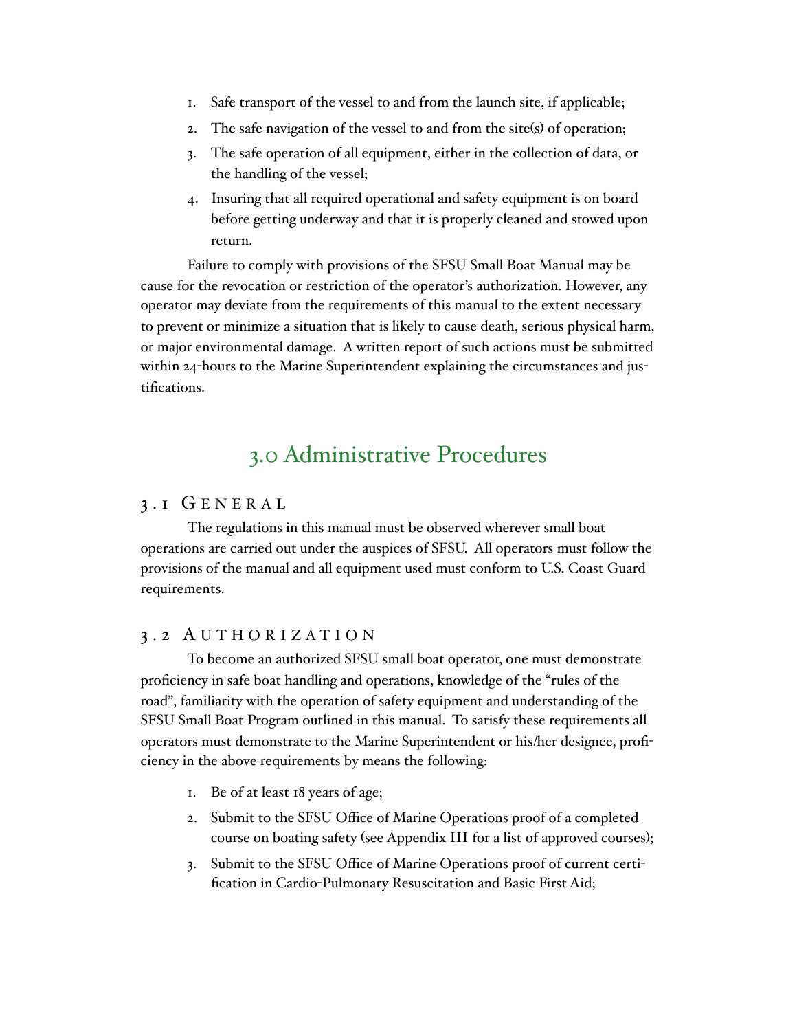1. Safe transport of the vessel to and from the launch site, if applicable;
2. The safe navigation of the vessel to and from the site(s) of operation;
3. The safe operation of all equipment, either in the collection of data, or the handling of the vessel;
4. Insuring that all required operational and safety equipment is on board before getting underway and that it is properly cleaned and stowed upon return.

Failure to comply with provisions of the SFSU Small Boat Manual may be cause for the revocation or restriction of the operator's authorization. However, any operator may deviate from the requirements of this manual to the extent necessary to prevent or minimize a situation that is likely to cause death, serious physical harm, or major environmental damage. A written report of such actions must be submitted within 24-hours to the Marine Superintendent explaining the circumstances and justifications.

# 3.0 Administrative Procedures

## 3.1 General

The regulations in this manual must be observed wherever small boat operations are carried out under the auspices of SFSU. All operators must follow the provisions of the manual and all equipment used must conform to U.S. Coast Guard requirements.

## 3.2 Authorization

To become an authorized SFSU small boat operator, one must demonstrate proficiency in safe boat handling and operations, knowledge of the "rules of the road", familiarity with the operation of safety equipment and understanding of the SFSU Small Boat Program outlined in this manual. To satisfy these requirements all operators must demonstrate to the Marine Superintendent or his/her designee, proficiency in the above requirements by means the following:

1. Be of at least 18 years of age;
2. Submit to the SFSU Office of Marine Operations proof of a completed course on boating safety (see Appendix III for a list of approved courses);
3. Submit to the SFSU Office of Marine Operations proof of current certification in Cardio-Pulmonary Resuscitation and Basic First Aid;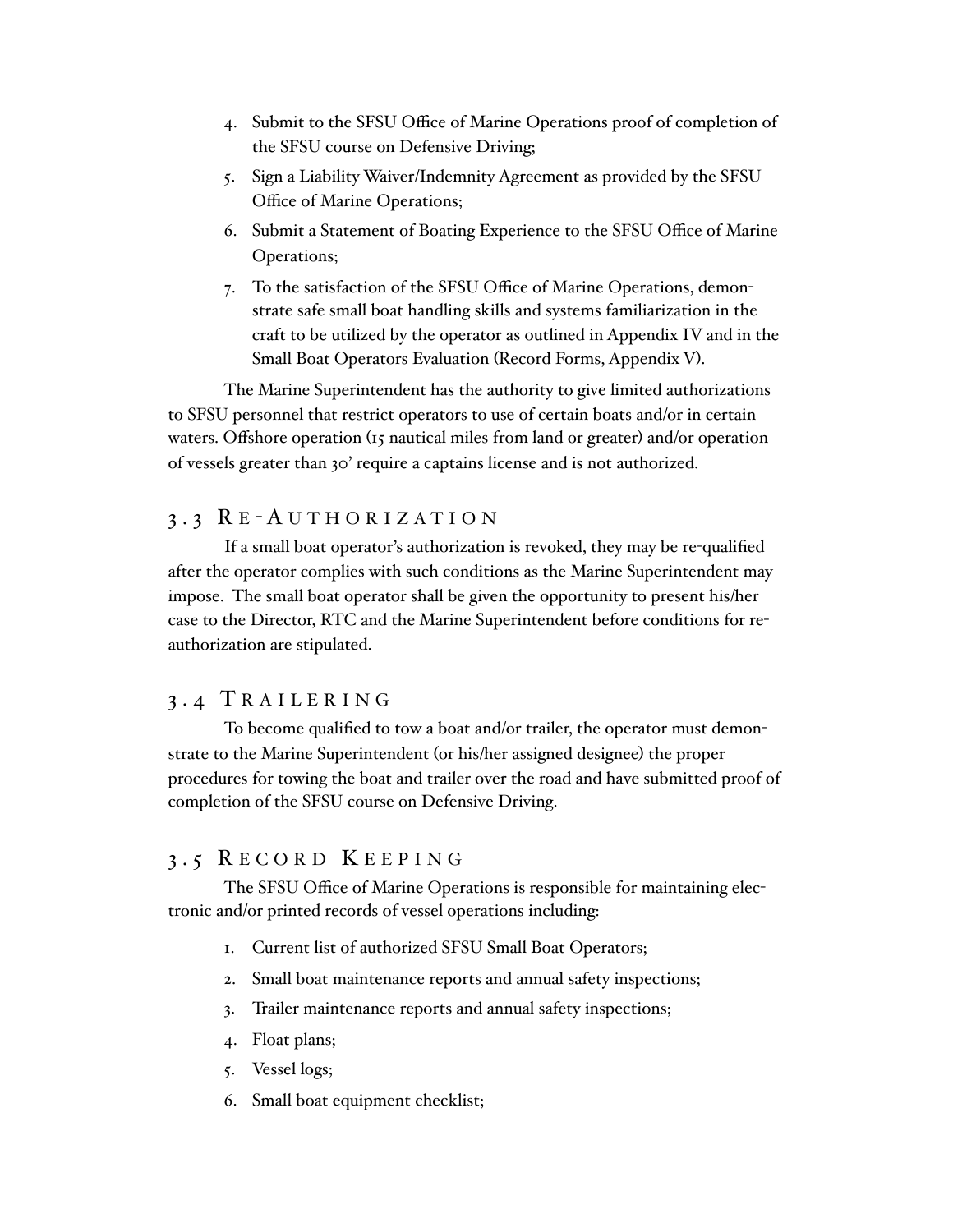4. Submit to the SFSU Office of Marine Operations proof of completion of the SFSU course on Defensive Driving;
5. Sign a Liability Waiver/Indemnity Agreement as provided by the SFSU Office of Marine Operations;
6. Submit a Statement of Boating Experience to the SFSU Office of Marine Operations;
7. To the satisfaction of the SFSU Office of Marine Operations, demonstrate safe small boat handling skills and systems familiarization in the craft to be utilized by the operator as outlined in Appendix IV and in the Small Boat Operators Evaluation (Record Forms, Appendix V).

The Marine Superintendent has the authority to give limited authorizations to SFSU personnel that restrict operators to use of certain boats and/or in certain waters. Offshore operation (15 nautical miles from land or greater) and/or operation of vessels greater than 30' require a captains license and is not authorized.

## 3.3 Re-Authorization

If a small boat operator's authorization is revoked, they may be re-qualified after the operator complies with such conditions as the Marine Superintendent may impose. The small boat operator shall be given the opportunity to present his/her case to the Director, RTC and the Marine Superintendent before conditions for re-authorization are stipulated.

## 3.4 Trailering

To become qualified to tow a boat and/or trailer, the operator must demonstrate to the Marine Superintendent (or his/her assigned designee) the proper procedures for towing the boat and trailer over the road and have submitted proof of completion of the SFSU course on Defensive Driving.

## 3.5 Record Keeping

The SFSU Office of Marine Operations is responsible for maintaining electronic and/or printed records of vessel operations including:

1. Current list of authorized SFSU Small Boat Operators;
2. Small boat maintenance reports and annual safety inspections;
3. Trailer maintenance reports and annual safety inspections;
4. Float plans;
5. Vessel logs;
6. Small boat equipment checklist;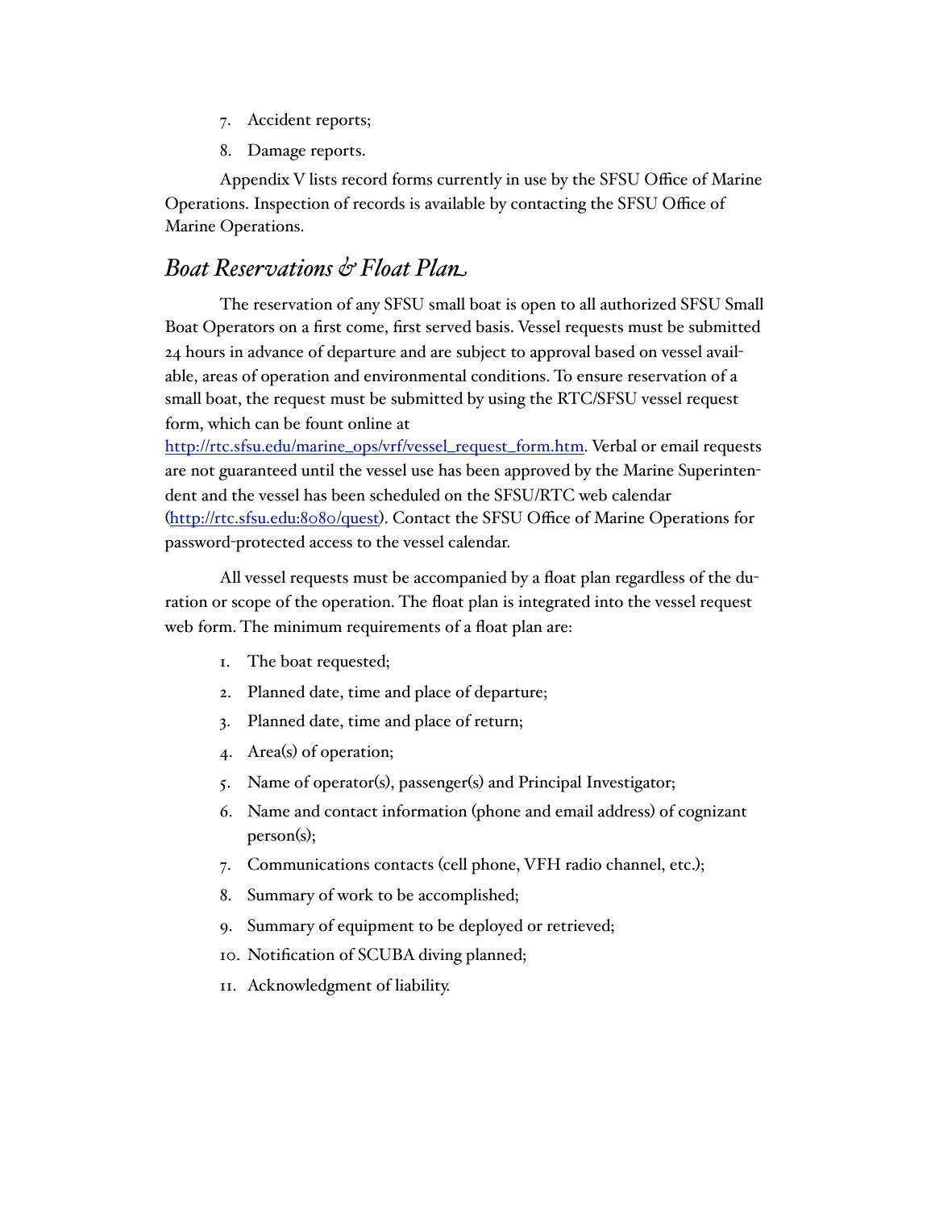7. Accident reports;
8. Damage reports.

Appendix V lists record forms currently in use by the SFSU Office of Marine Operations. Inspection of records is available by contacting the SFSU Office of Marine Operations.

## *Boat Reservations & Float Plan*

The reservation of any SFSU small boat is open to all authorized SFSU Small Boat Operators on a first come, first served basis. Vessel requests must be submitted 24 hours in advance of departure and are subject to approval based on vessel available, areas of operation and environmental conditions. To ensure reservation of a small boat, the request must be submitted by using the RTC/SFSU vessel request form, which can be fount online at [http://rtc.sfsu.edu/marine_ops/vrf/vessel_request_form.htm](http://rtc.sfsu.edu/marine_ops/vrf/vessel_request_form.htm). Verbal or email requests are not guaranteed until the vessel use has been approved by the Marine Superintendent and the vessel has been scheduled on the SFSU/RTC web calendar ([http://rtc.sfsu.edu:8080/quest](http://rtc.sfsu.edu:8080/quest)). Contact the SFSU Office of Marine Operations for password-protected access to the vessel calendar.

All vessel requests must be accompanied by a float plan regardless of the duration or scope of the operation. The float plan is integrated into the vessel request web form. The minimum requirements of a float plan are:

1. The boat requested;
2. Planned date, time and place of departure;
3. Planned date, time and place of return;
4. Area(s) of operation;
5. Name of operator(s), passenger(s) and Principal Investigator;
6. Name and contact information (phone and email address) of cognizant person(s);
7. Communications contacts (cell phone, VFH radio channel, etc.);
8. Summary of work to be accomplished;
9. Summary of equipment to be deployed or retrieved;
10. Notification of SCUBA diving planned;
11. Acknowledgment of liability.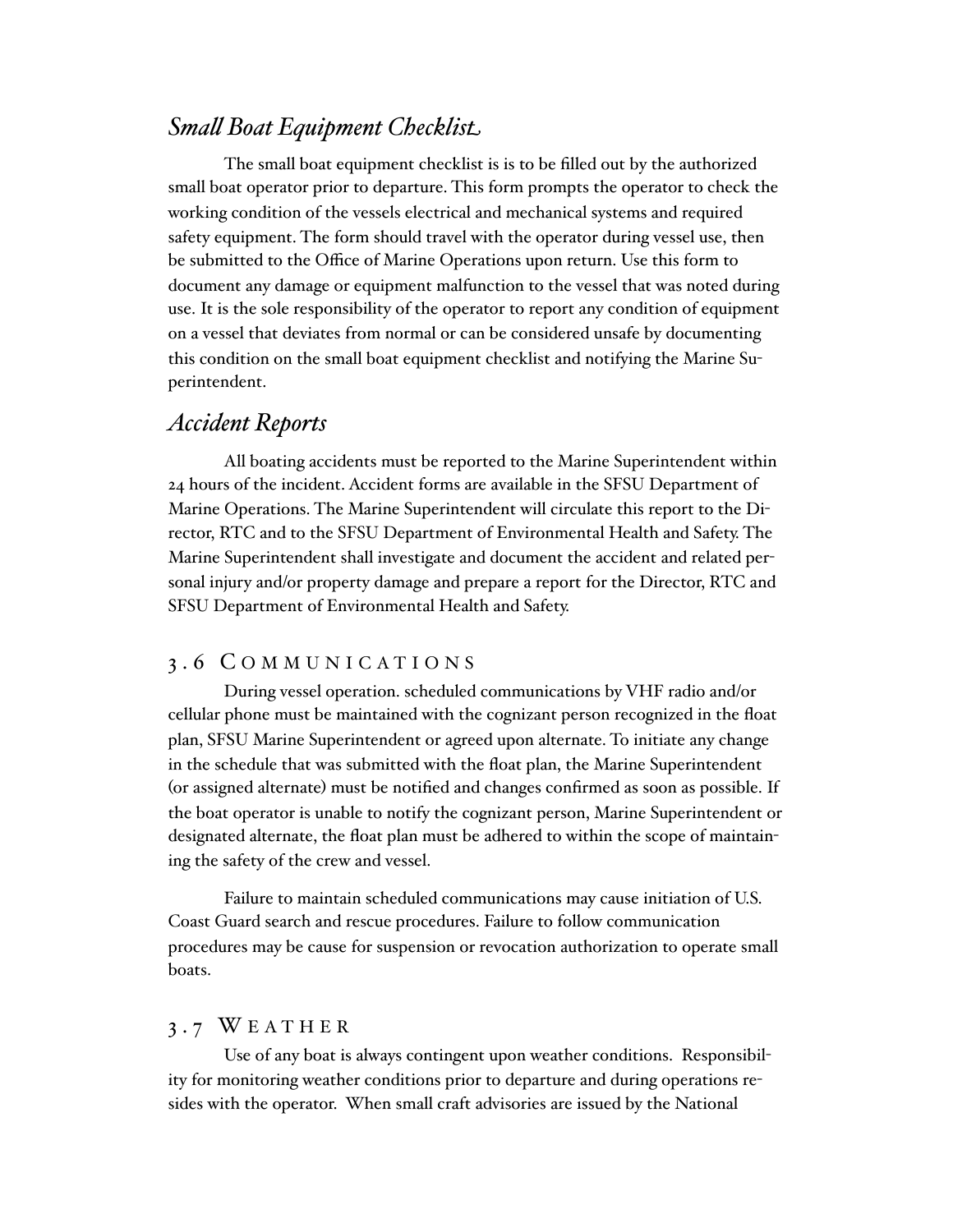### *Small Boat Equipment Checklist*

The small boat equipment checklist is is to be filled out by the authorized small boat operator prior to departure. This form prompts the operator to check the working condition of the vessels electrical and mechanical systems and required safety equipment. The form should travel with the operator during vessel use, then be submitted to the Office of Marine Operations upon return. Use this form to document any damage or equipment malfunction to the vessel that was noted during use. It is the sole responsibility of the operator to report any condition of equipment on a vessel that deviates from normal or can be considered unsafe by documenting this condition on the small boat equipment checklist and notifying the Marine Superintendent.

### *Accident Reports*

All boating accidents must be reported to the Marine Superintendent within 24 hours of the incident. Accident forms are available in the SFSU Department of Marine Operations. The Marine Superintendent will circulate this report to the Director, RTC and to the SFSU Department of Environmental Health and Safety. The Marine Superintendent shall investigate and document the accident and related personal injury and/or property damage and prepare a report for the Director, RTC and SFSU Department of Environmental Health and Safety.

## 3.6 Communications

During vessel operation. scheduled communications by VHF radio and/or cellular phone must be maintained with the cognizant person recognized in the float plan, SFSU Marine Superintendent or agreed upon alternate. To initiate any change in the schedule that was submitted with the float plan, the Marine Superintendent (or assigned alternate) must be notified and changes confirmed as soon as possible. If the boat operator is unable to notify the cognizant person, Marine Superintendent or designated alternate, the float plan must be adhered to within the scope of maintaining the safety of the crew and vessel.

Failure to maintain scheduled communications may cause initiation of U.S. Coast Guard search and rescue procedures. Failure to follow communication procedures may be cause for suspension or revocation authorization to operate small boats.

## 3.7 Weather

Use of any boat is always contingent upon weather conditions. Responsibility for monitoring weather conditions prior to departure and during operations resides with the operator. When small craft advisories are issued by the National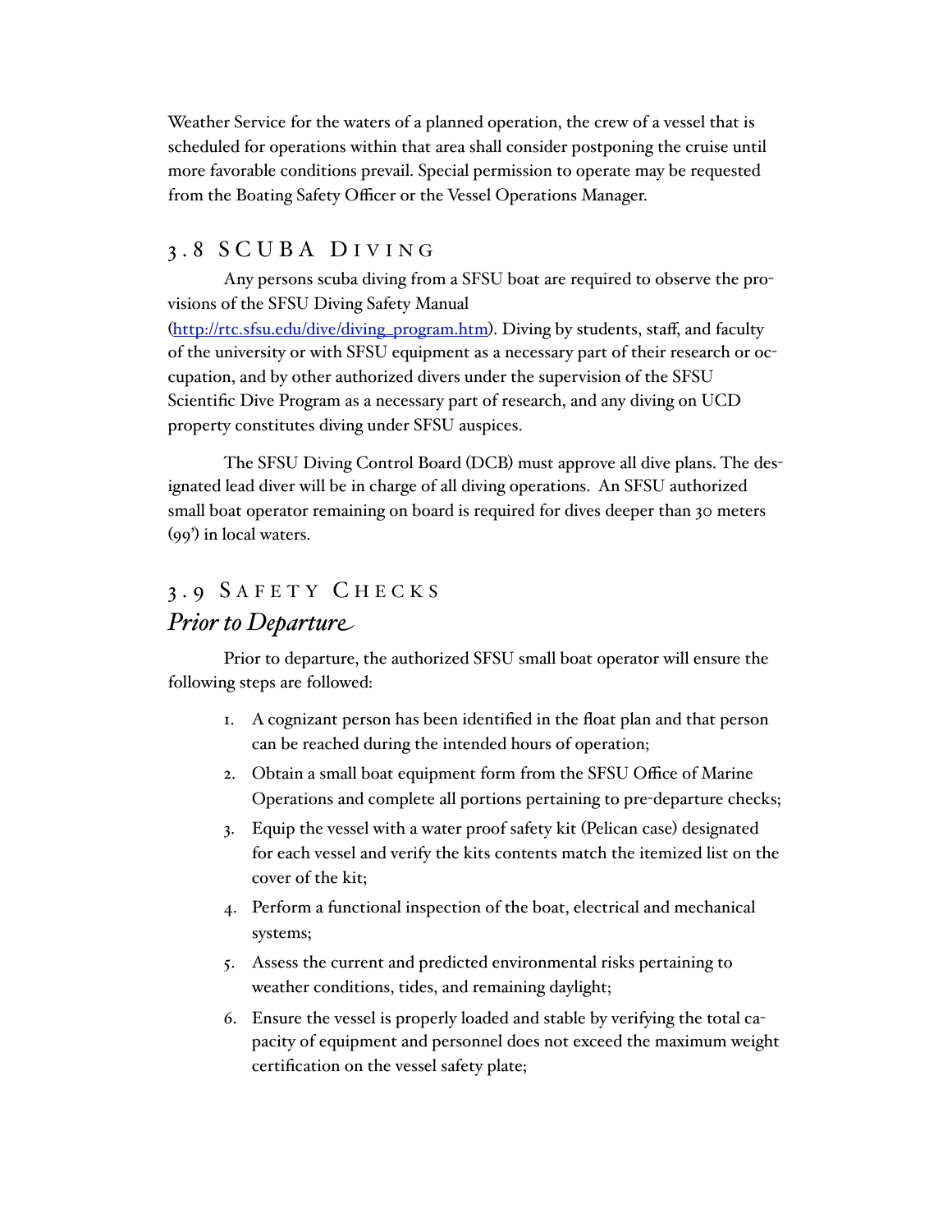Weather Service for the waters of a planned operation, the crew of a vessel that is scheduled for operations within that area shall consider postponing the cruise until more favorable conditions prevail. Special permission to operate may be requested from the Boating Safety Officer or the Vessel Operations Manager.

## 3.8 SCUBA Diving

Any persons scuba diving from a SFSU boat are required to observe the provisions of the SFSU Diving Safety Manual (http://rtc.sfsu.edu/dive/diving_program.htm). Diving by students, staff, and faculty of the university or with SFSU equipment as a necessary part of their research or occupation, and by other authorized divers under the supervision of the SFSU Scientific Dive Program as a necessary part of research, and any diving on UCD property constitutes diving under SFSU auspices.

The SFSU Diving Control Board (DCB) must approve all dive plans. The designated lead diver will be in charge of all diving operations. An SFSU authorized small boat operator remaining on board is required for dives deeper than 30 meters (99') in local waters.

## 3.9 Safety Checks

### *Prior to Departure*

Prior to departure, the authorized SFSU small boat operator will ensure the following steps are followed:

1. A cognizant person has been identified in the float plan and that person can be reached during the intended hours of operation;
2. Obtain a small boat equipment form from the SFSU Office of Marine Operations and complete all portions pertaining to pre-departure checks;
3. Equip the vessel with a water proof safety kit (Pelican case) designated for each vessel and verify the kits contents match the itemized list on the cover of the kit;
4. Perform a functional inspection of the boat, electrical and mechanical systems;
5. Assess the current and predicted environmental risks pertaining to weather conditions, tides, and remaining daylight;
6. Ensure the vessel is properly loaded and stable by verifying the total capacity of equipment and personnel does not exceed the maximum weight certification on the vessel safety plate;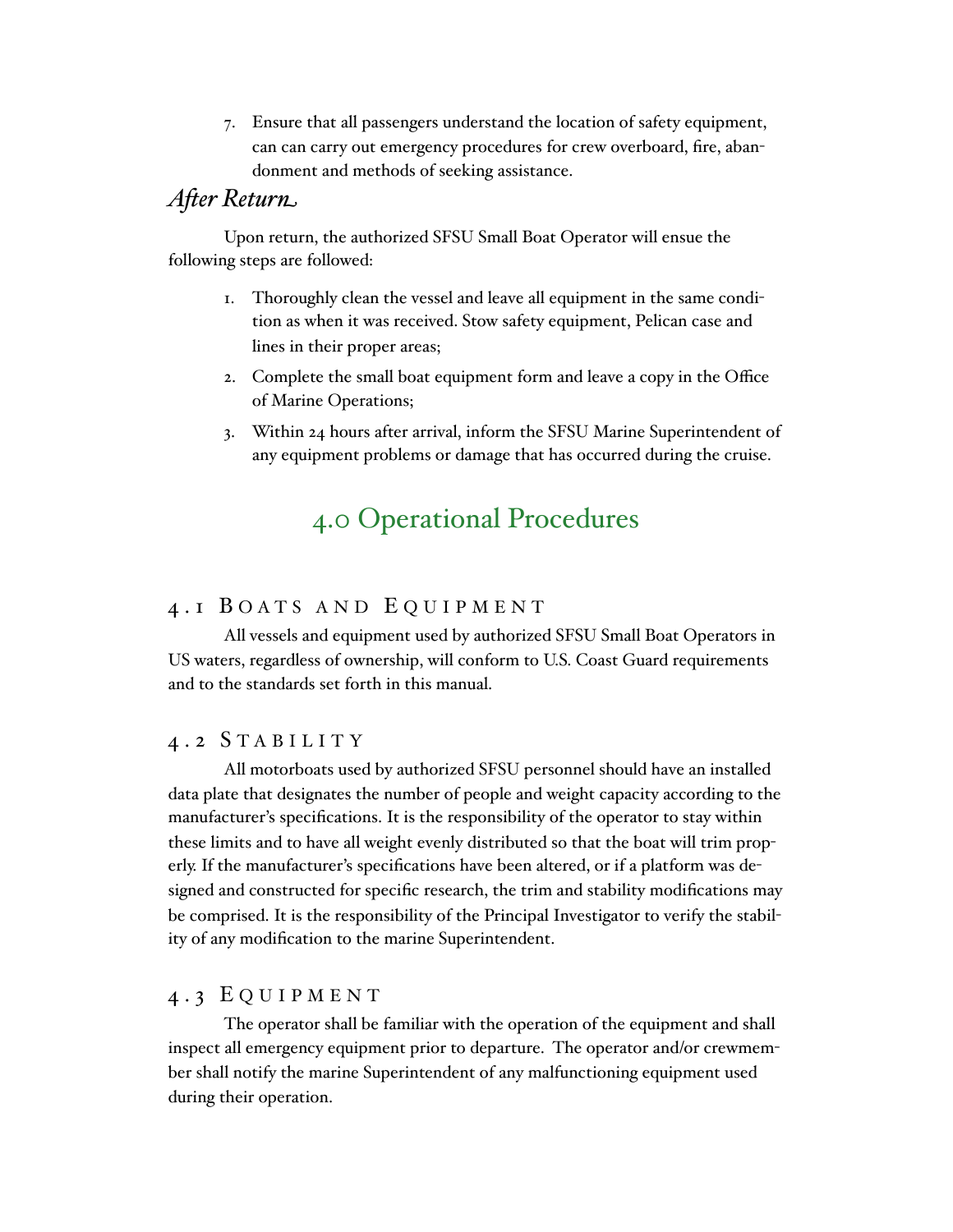7. Ensure that all passengers understand the location of safety equipment, can can carry out emergency procedures for crew overboard, fire, abandonment and methods of seeking assistance.

### *After Return*

Upon return, the authorized SFSU Small Boat Operator will ensue the following steps are followed:

1. Thoroughly clean the vessel and leave all equipment in the same condition as when it was received. Stow safety equipment, Pelican case and lines in their proper areas;
2. Complete the small boat equipment form and leave a copy in the Office of Marine Operations;
3. Within 24 hours after arrival, inform the SFSU Marine Superintendent of any equipment problems or damage that has occurred during the cruise.

# 4.0 Operational Procedures

## 4.1 Boats and Equipment

All vessels and equipment used by authorized SFSU Small Boat Operators in US waters, regardless of ownership, will conform to U.S. Coast Guard requirements and to the standards set forth in this manual.

## 4.2 Stability

All motorboats used by authorized SFSU personnel should have an installed data plate that designates the number of people and weight capacity according to the manufacturer's specifications. It is the responsibility of the operator to stay within these limits and to have all weight evenly distributed so that the boat will trim properly. If the manufacturer's specifications have been altered, or if a platform was designed and constructed for specific research, the trim and stability modifications may be comprised. It is the responsibility of the Principal Investigator to verify the stability of any modification to the marine Superintendent.

## 4.3 Equipment

The operator shall be familiar with the operation of the equipment and shall inspect all emergency equipment prior to departure. The operator and/or crewmember shall notify the marine Superintendent of any malfunctioning equipment used during their operation.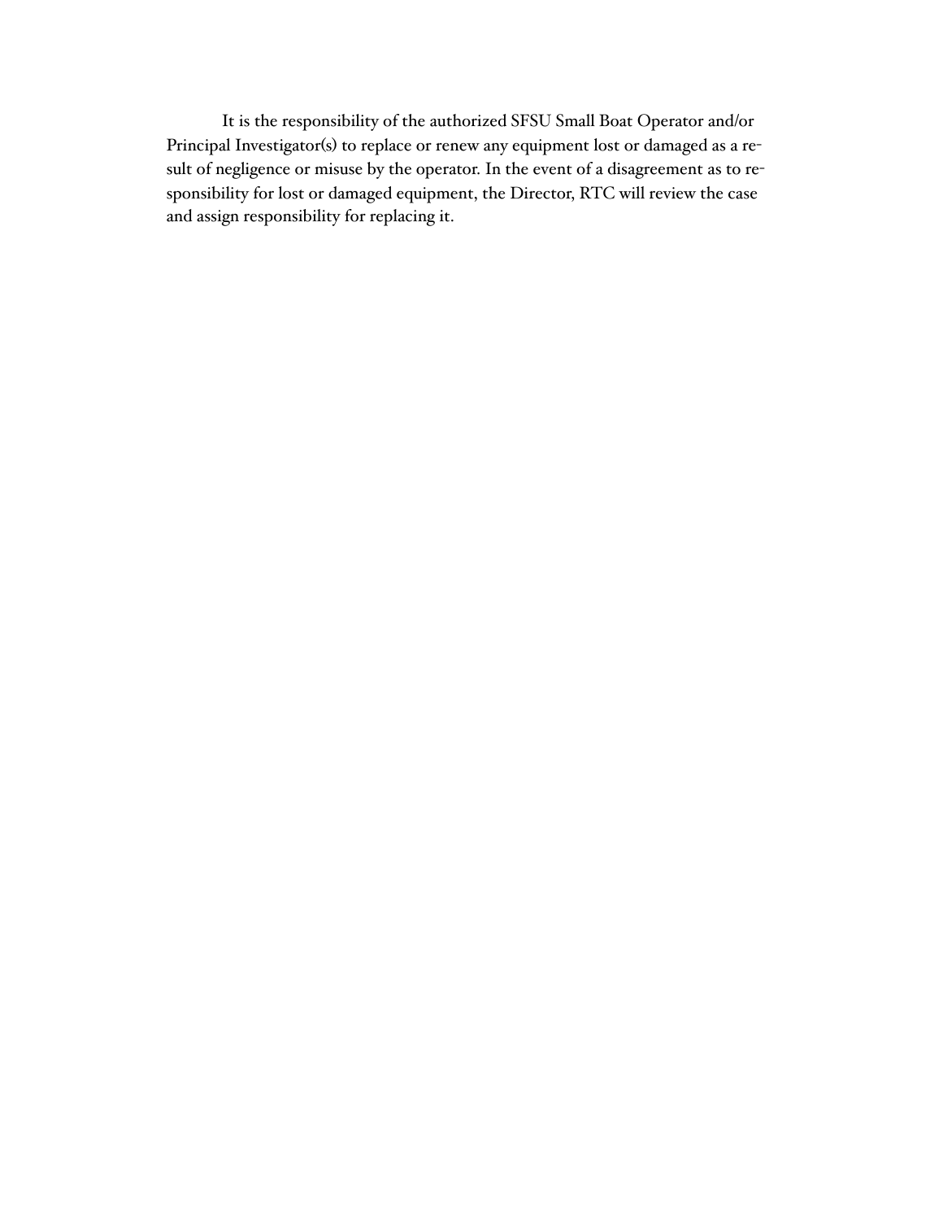It is the responsibility of the authorized SFSU Small Boat Operator and/or Principal Investigator(s) to replace or renew any equipment lost or damaged as a result of negligence or misuse by the operator. In the event of a disagreement as to responsibility for lost or damaged equipment, the Director, RTC will review the case and assign responsibility for replacing it.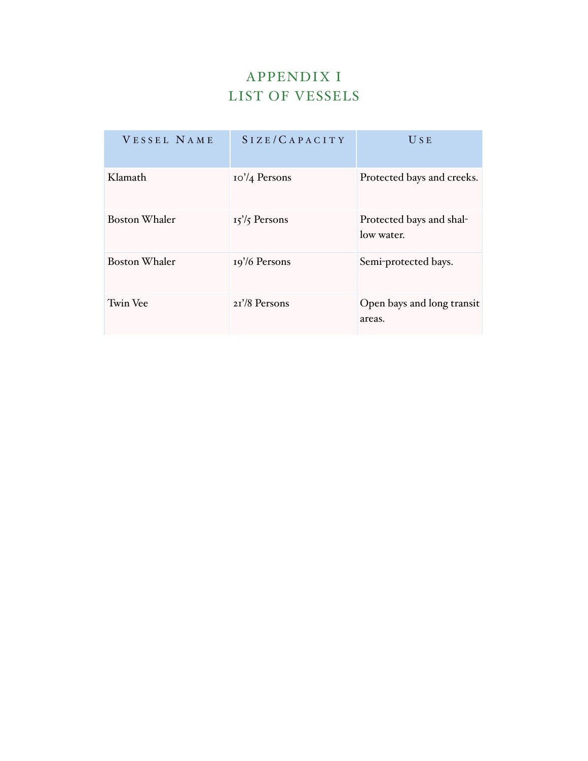# APPENDIX I
# LIST OF VESSELS

| Vessel Name | Size/Capacity | Use |
|---|---|---|
| Klamath | 10'/4 Persons | Protected bays and creeks. |
| Boston Whaler | 15'/5 Persons | Protected bays and shallow water. |
| Boston Whaler | 19'/6 Persons | Semi-protected bays. |
| Twin Vee | 21'/8 Persons | Open bays and long transit areas. |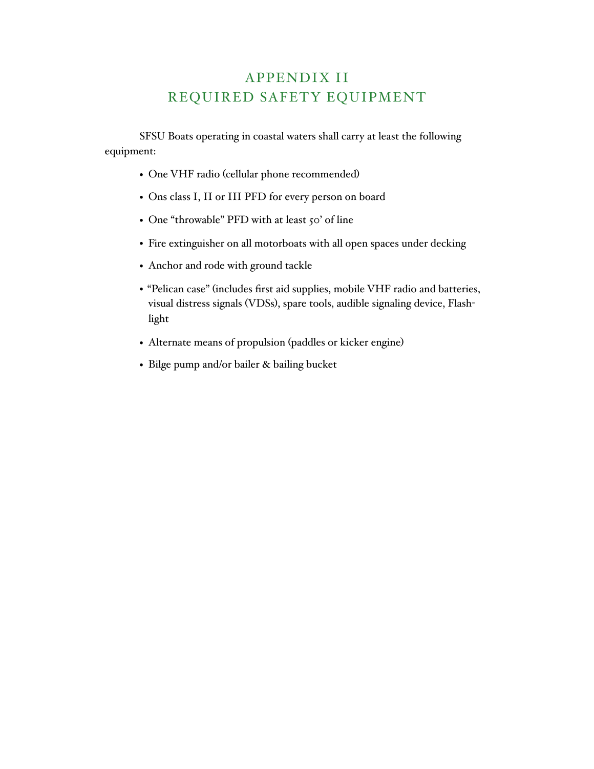# APPENDIX II
# REQUIRED SAFETY EQUIPMENT

SFSU Boats operating in coastal waters shall carry at least the following equipment:

- One VHF radio (cellular phone recommended)
- Ons class I, II or III PFD for every person on board
- One "throwable" PFD with at least 50' of line
- Fire extinguisher on all motorboats with all open spaces under decking
- Anchor and rode with ground tackle
- "Pelican case" (includes first aid supplies, mobile VHF radio and batteries, visual distress signals (VDSs), spare tools, audible signaling device, Flashlight
- Alternate means of propulsion (paddles or kicker engine)
- Bilge pump and/or bailer & bailing bucket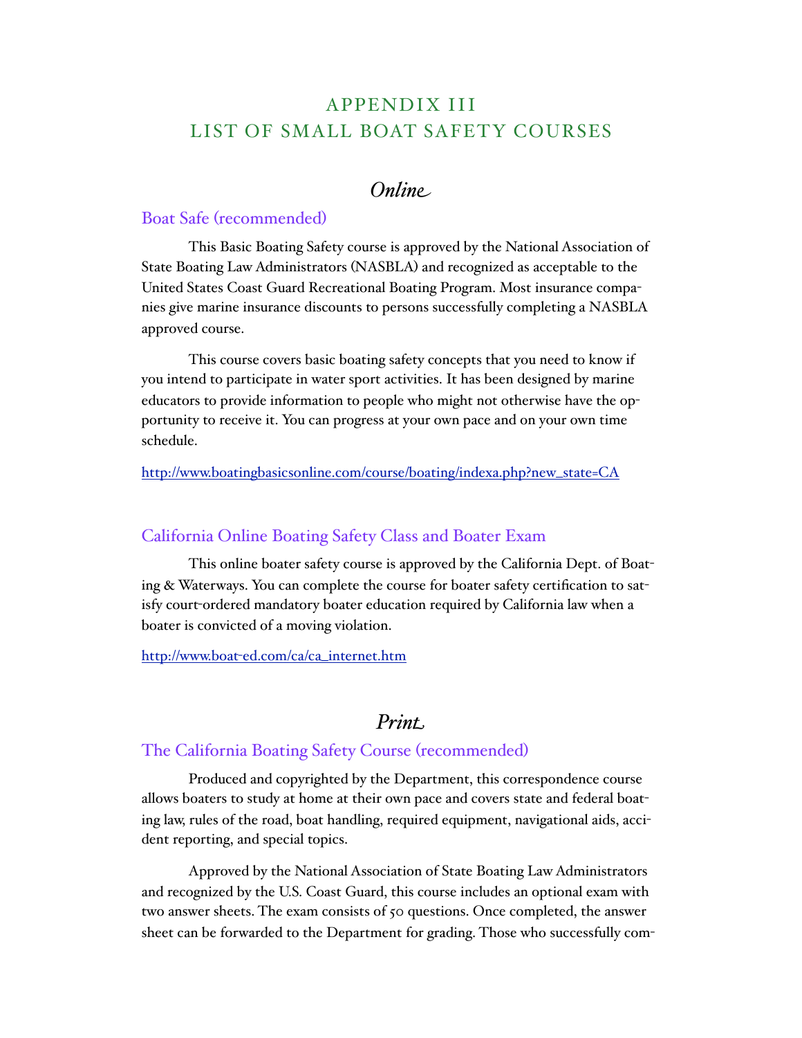# APPENDIX III
# LIST OF SMALL BOAT SAFETY COURSES

## *Online*

### Boat Safe (recommended)

This Basic Boating Safety course is approved by the National Association of State Boating Law Administrators (NASBLA) and recognized as acceptable to the United States Coast Guard Recreational Boating Program. Most insurance companies give marine insurance discounts to persons successfully completing a NASBLA approved course.

This course covers basic boating safety concepts that you need to know if you intend to participate in water sport activities. It has been designed by marine educators to provide information to people who might not otherwise have the opportunity to receive it. You can progress at your own pace and on your own time schedule.

http://www.boatingbasicsonline.com/course/boating/indexa.php?new_state=CA

### California Online Boating Safety Class and Boater Exam

This online boater safety course is approved by the California Dept. of Boating & Waterways. You can complete the course for boater safety certification to satisfy court-ordered mandatory boater education required by California law when a boater is convicted of a moving violation.

http://www.boat-ed.com/ca/ca_internet.htm

## *Print*

### The California Boating Safety Course (recommended)

Produced and copyrighted by the Department, this correspondence course allows boaters to study at home at their own pace and covers state and federal boating law, rules of the road, boat handling, required equipment, navigational aids, accident reporting, and special topics.

Approved by the National Association of State Boating Law Administrators and recognized by the U.S. Coast Guard, this course includes an optional exam with two answer sheets. The exam consists of 50 questions. Once completed, the answer sheet can be forwarded to the Department for grading. Those who successfully com-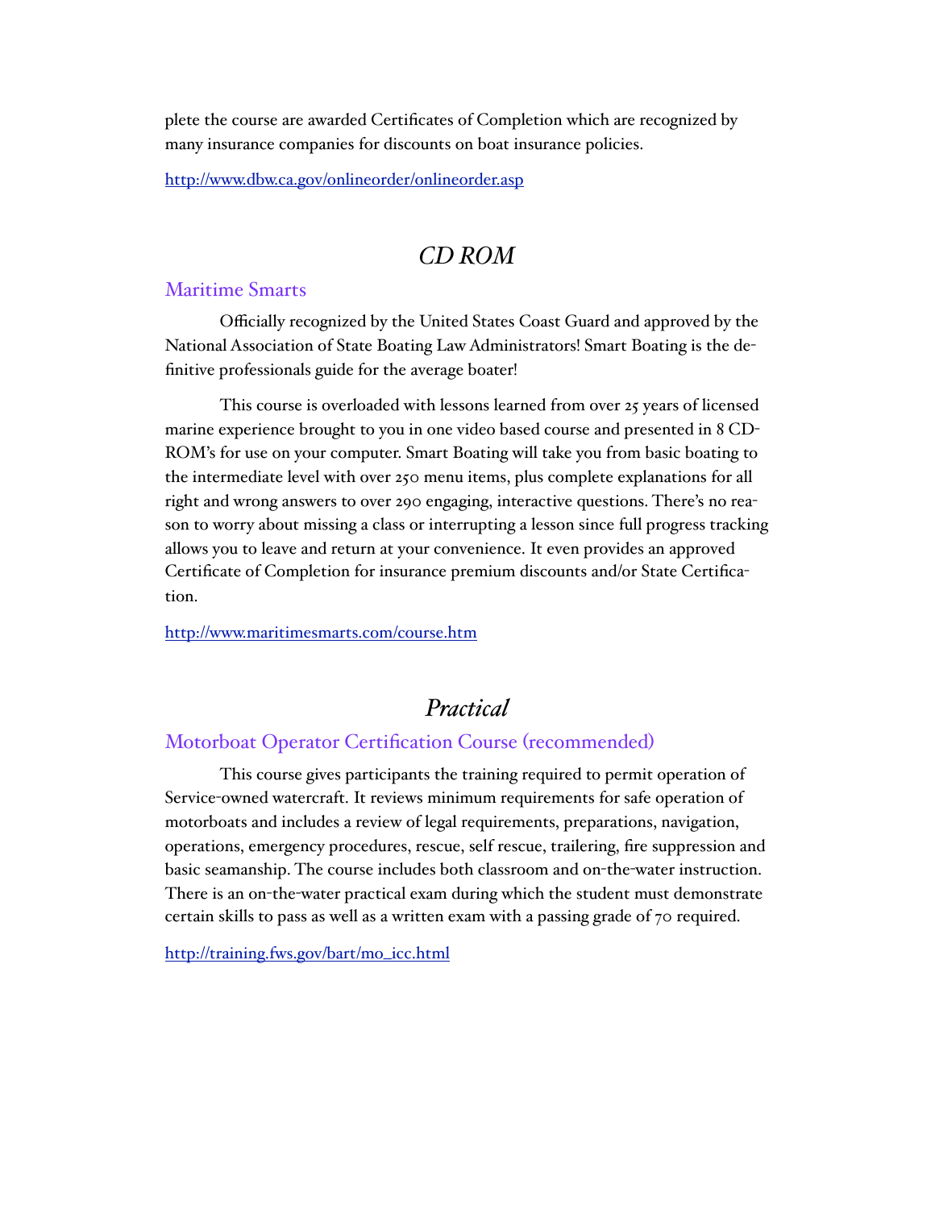plete the course are awarded Certificates of Completion which are recognized by many insurance companies for discounts on boat insurance policies.

http://www.dbw.ca.gov/onlineorder/onlineorder.asp

## *CD ROM*

### Maritime Smarts

Officially recognized by the United States Coast Guard and approved by the National Association of State Boating Law Administrators! Smart Boating is the definitive professionals guide for the average boater!

This course is overloaded with lessons learned from over 25 years of licensed marine experience brought to you in one video based course and presented in 8 CD-ROM's for use on your computer. Smart Boating will take you from basic boating to the intermediate level with over 250 menu items, plus complete explanations for all right and wrong answers to over 290 engaging, interactive questions. There's no reason to worry about missing a class or interrupting a lesson since full progress tracking allows you to leave and return at your convenience. It even provides an approved Certificate of Completion for insurance premium discounts and/or State Certification.

http://www.maritimesmarts.com/course.htm

## *Practical*

### Motorboat Operator Certification Course (recommended)

This course gives participants the training required to permit operation of Service-owned watercraft. It reviews minimum requirements for safe operation of motorboats and includes a review of legal requirements, preparations, navigation, operations, emergency procedures, rescue, self rescue, trailering, fire suppression and basic seamanship. The course includes both classroom and on-the-water instruction. There is an on-the-water practical exam during which the student must demonstrate certain skills to pass as well as a written exam with a passing grade of 70 required.

http://training.fws.gov/bart/mo_icc.html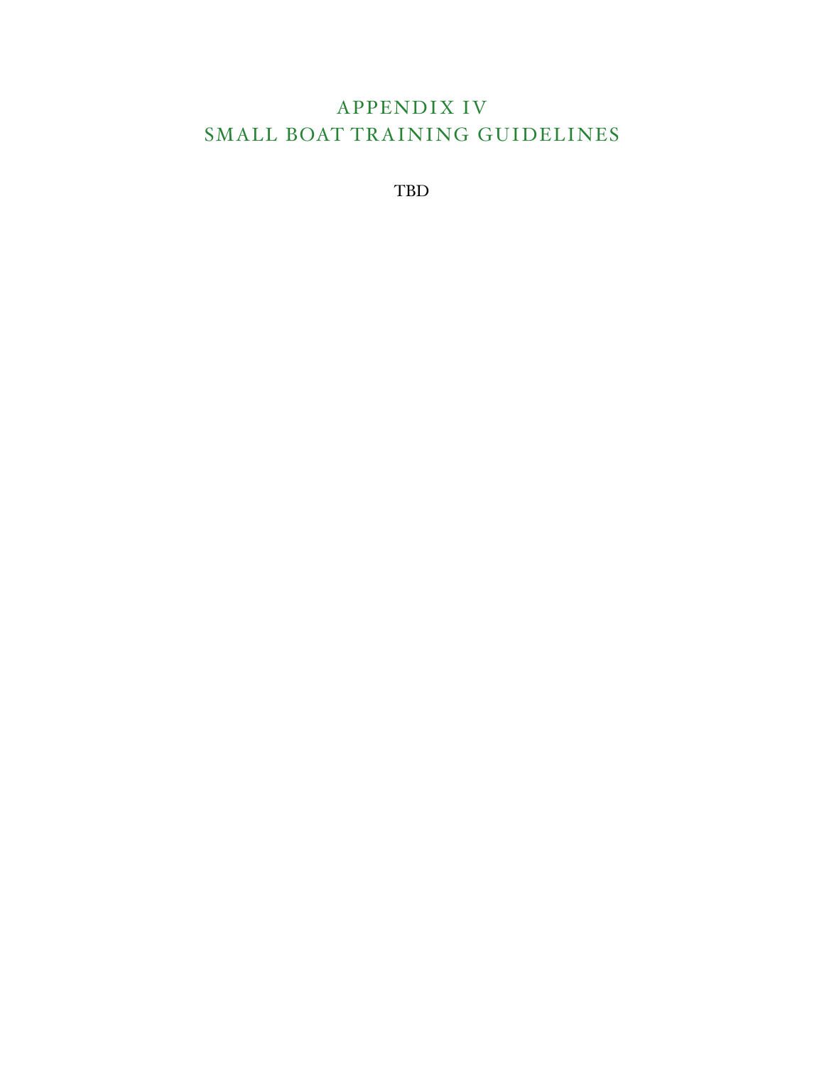# APPENDIX IV
# SMALL BOAT TRAINING GUIDELINES

TBD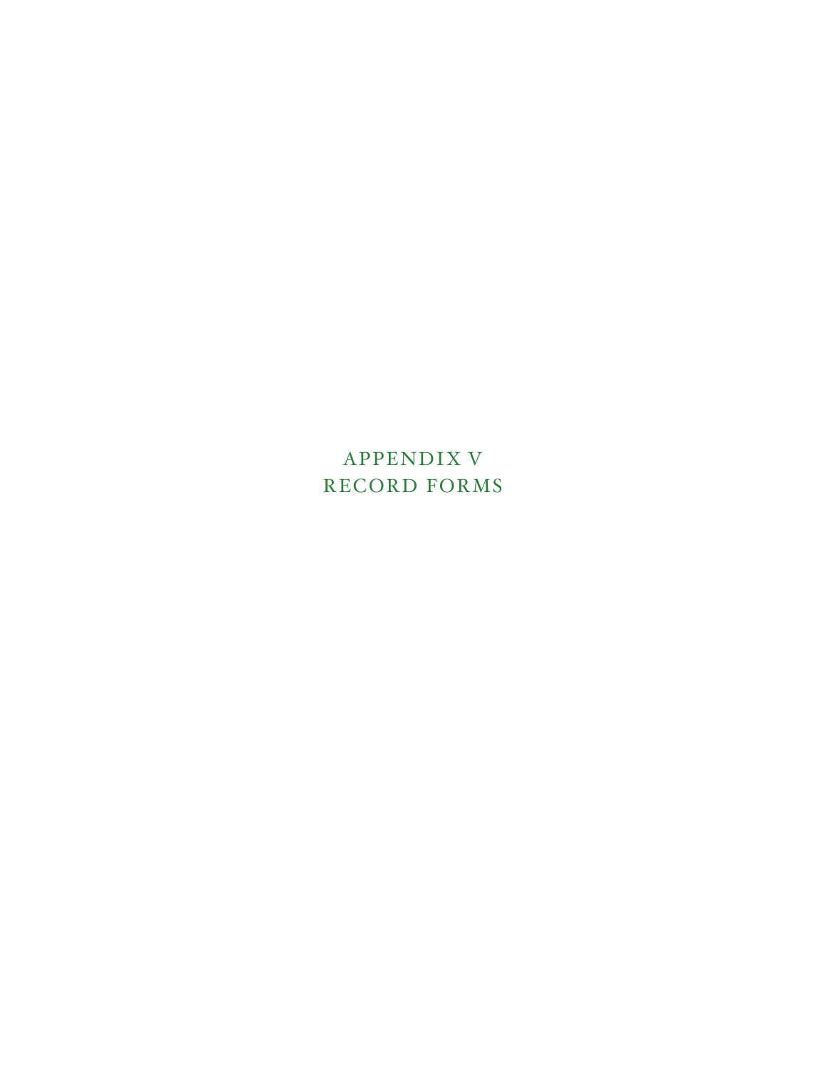# APPENDIX V
# RECORD FORMS